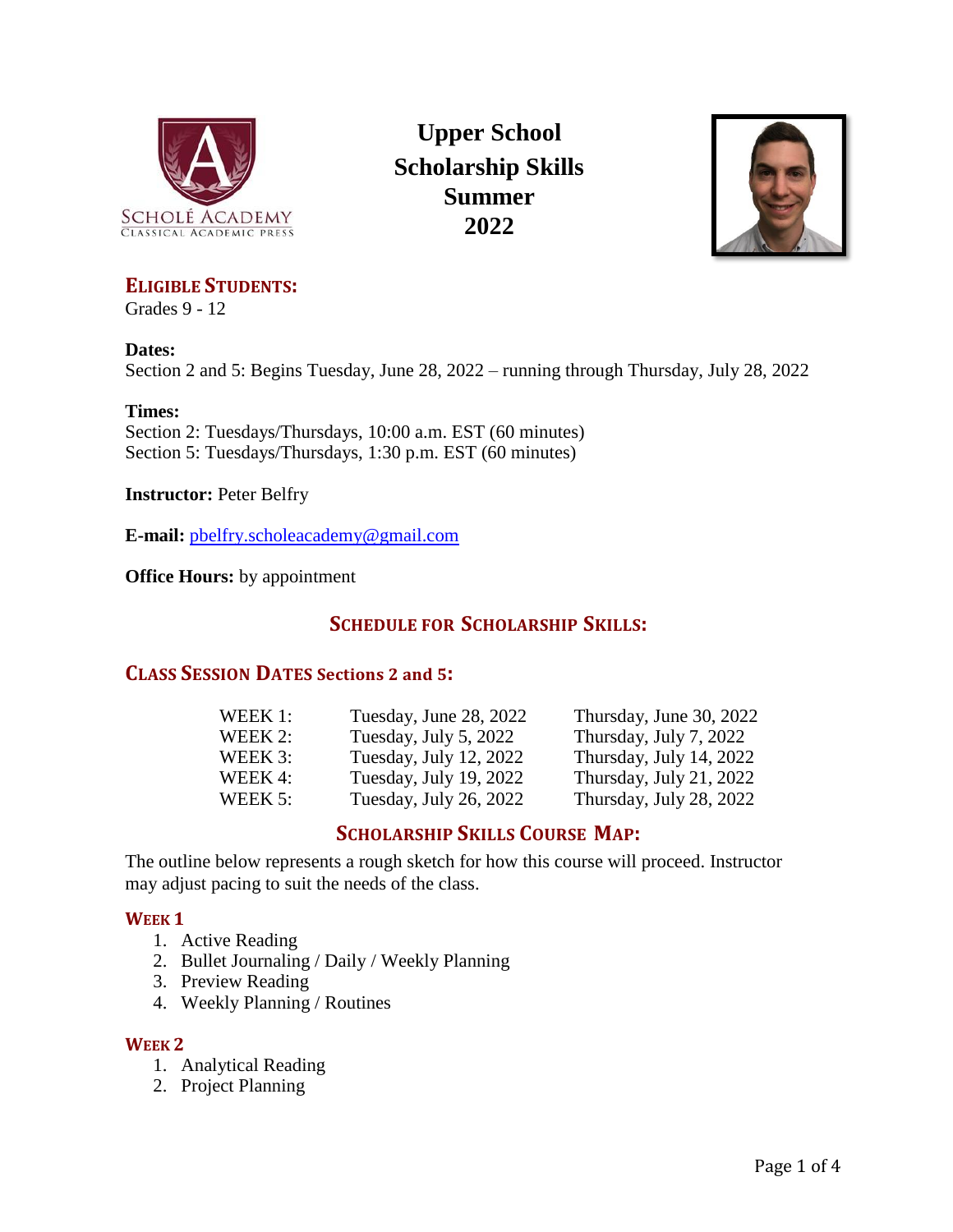SCHOLÉ ACADEMY
CLASSICAL ACADEMIC PRESS

# Upper School Scholarship Skills Summer 2022

## ELIGIBLE STUDENTS:

Grades 9 - 12

**Dates:**
Section 2 and 5: Begins Tuesday, June 28, 2022 – running through Thursday, July 28, 2022

**Times:**
Section 2: Tuesdays/Thursdays, 10:00 a.m. EST (60 minutes)
Section 5: Tuesdays/Thursdays, 1:30 p.m. EST (60 minutes)

**Instructor:** Peter Belfry

**E-mail:** pbelfry.scholeacademy@gmail.com

**Office Hours:** by appointment

## SCHEDULE FOR SCHOLARSHIP SKILLS:

### CLASS SESSION DATES Sections 2 and 5:

| | | |
|---|---|---|
| WEEK 1: | Tuesday, June 28, 2022 | Thursday, June 30, 2022 |
| WEEK 2: | Tuesday, July 5, 2022 | Thursday, July 7, 2022 |
| WEEK 3: | Tuesday, July 12, 2022 | Thursday, July 14, 2022 |
| WEEK 4: | Tuesday, July 19, 2022 | Thursday, July 21, 2022 |
| WEEK 5: | Tuesday, July 26, 2022 | Thursday, July 28, 2022 |

## SCHOLARSHIP SKILLS COURSE MAP:

The outline below represents a rough sketch for how this course will proceed. Instructor may adjust pacing to suit the needs of the class.

### WEEK 1

1. Active Reading
2. Bullet Journaling / Daily / Weekly Planning
3. Preview Reading
4. Weekly Planning / Routines

### WEEK 2

1. Analytical Reading
2. Project Planning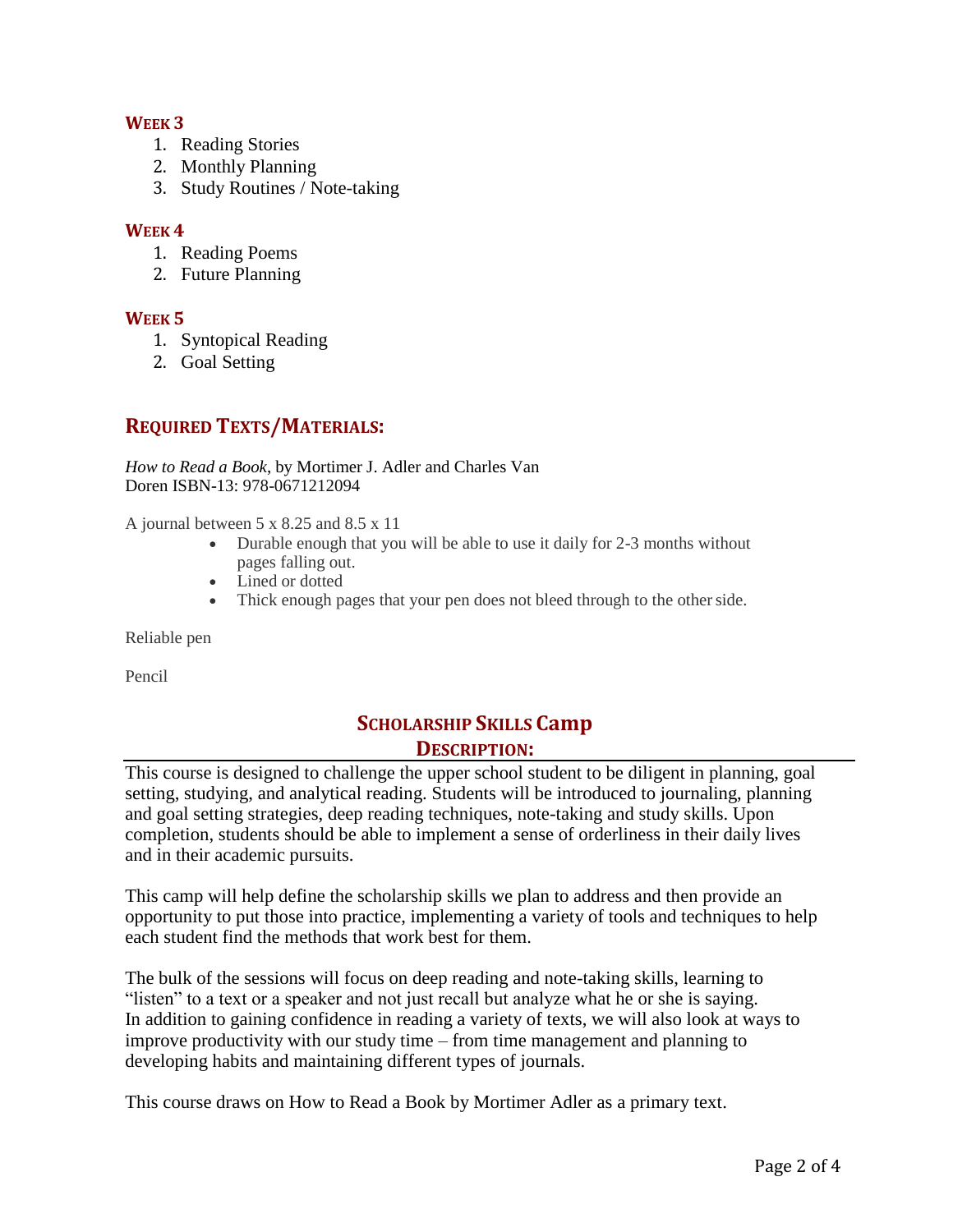### Week 3

1. Reading Stories
2. Monthly Planning
3. Study Routines / Note-taking

### Week 4

1. Reading Poems
2. Future Planning

### Week 5

1. Syntopical Reading
2. Goal Setting

## Required Texts/Materials:

*How to Read a Book*, by Mortimer J. Adler and Charles Van Doren ISBN-13: 978-0671212094

A journal between 5 x 8.25 and 8.5 x 11

- Durable enough that you will be able to use it daily for 2-3 months without pages falling out.
- Lined or dotted
- Thick enough pages that your pen does not bleed through to the other side.

Reliable pen

Pencil

## Scholarship Skills Camp

### Description:

This course is designed to challenge the upper school student to be diligent in planning, goal setting, studying, and analytical reading. Students will be introduced to journaling, planning and goal setting strategies, deep reading techniques, note-taking and study skills. Upon completion, students should be able to implement a sense of orderliness in their daily lives and in their academic pursuits.

This camp will help define the scholarship skills we plan to address and then provide an opportunity to put those into practice, implementing a variety of tools and techniques to help each student find the methods that work best for them.

The bulk of the sessions will focus on deep reading and note-taking skills, learning to "listen" to a text or a speaker and not just recall but analyze what he or she is saying. In addition to gaining confidence in reading a variety of texts, we will also look at ways to improve productivity with our study time – from time management and planning to developing habits and maintaining different types of journals.

This course draws on How to Read a Book by Mortimer Adler as a primary text.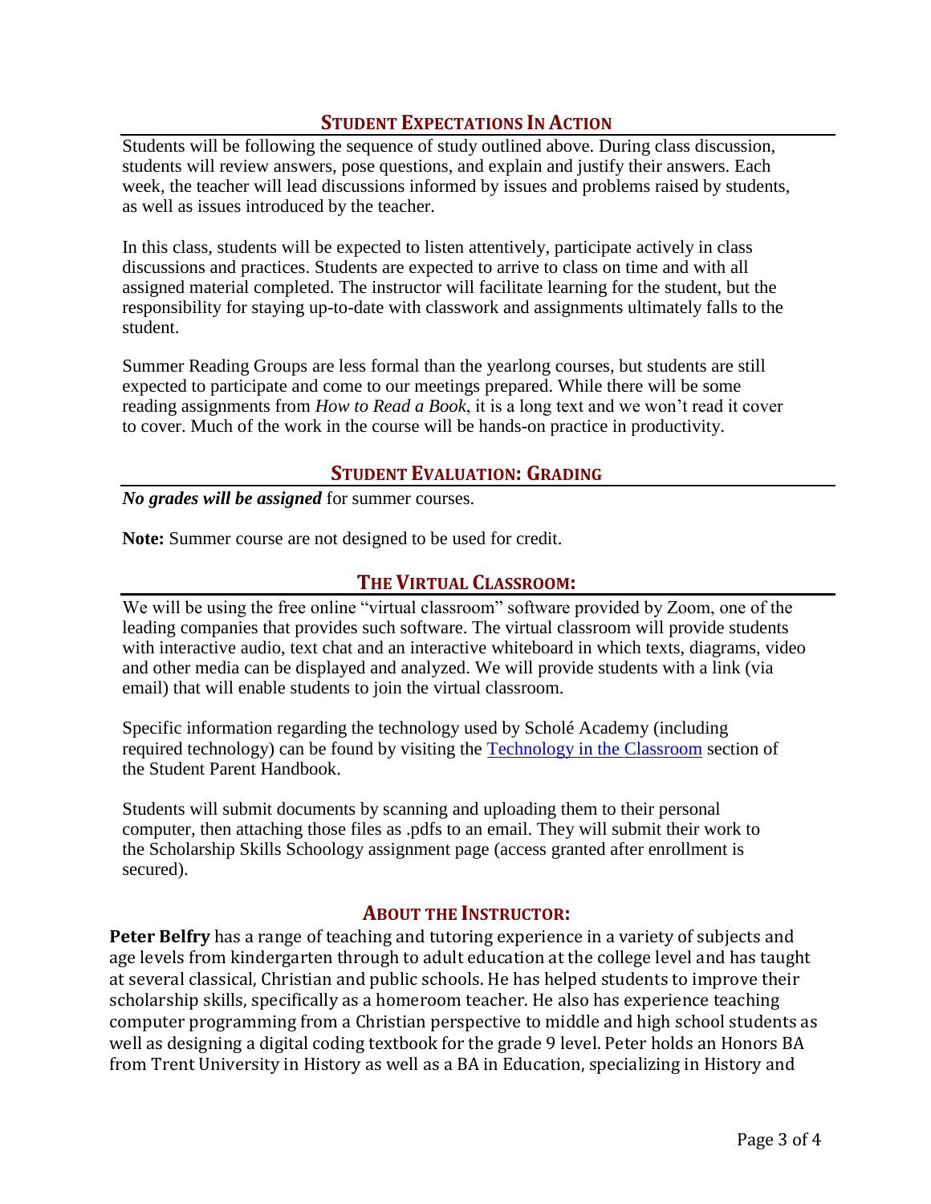## Student Expectations In Action

Students will be following the sequence of study outlined above. During class discussion, students will review answers, pose questions, and explain and justify their answers. Each week, the teacher will lead discussions informed by issues and problems raised by students, as well as issues introduced by the teacher.

In this class, students will be expected to listen attentively, participate actively in class discussions and practices. Students are expected to arrive to class on time and with all assigned material completed. The instructor will facilitate learning for the student, but the responsibility for staying up-to-date with classwork and assignments ultimately falls to the student.

Summer Reading Groups are less formal than the yearlong courses, but students are still expected to participate and come to our meetings prepared. While there will be some reading assignments from *How to Read a Book*, it is a long text and we won't read it cover to cover. Much of the work in the course will be hands-on practice in productivity.

## Student Evaluation: Grading

***No grades will be assigned*** for summer courses.

**Note:** Summer course are not designed to be used for credit.

## The Virtual Classroom:

We will be using the free online "virtual classroom" software provided by Zoom, one of the leading companies that provides such software. The virtual classroom will provide students with interactive audio, text chat and an interactive whiteboard in which texts, diagrams, video and other media can be displayed and analyzed. We will provide students with a link (via email) that will enable students to join the virtual classroom.

Specific information regarding the technology used by Scholé Academy (including required technology) can be found by visiting the Technology in the Classroom section of the Student Parent Handbook.

Students will submit documents by scanning and uploading them to their personal computer, then attaching those files as .pdfs to an email. They will submit their work to the Scholarship Skills Schoology assignment page (access granted after enrollment is secured).

## About the Instructor:

**Peter Belfry** has a range of teaching and tutoring experience in a variety of subjects and age levels from kindergarten through to adult education at the college level and has taught at several classical, Christian and public schools. He has helped students to improve their scholarship skills, specifically as a homeroom teacher. He also has experience teaching computer programming from a Christian perspective to middle and high school students as well as designing a digital coding textbook for the grade 9 level. Peter holds an Honors BA from Trent University in History as well as a BA in Education, specializing in History and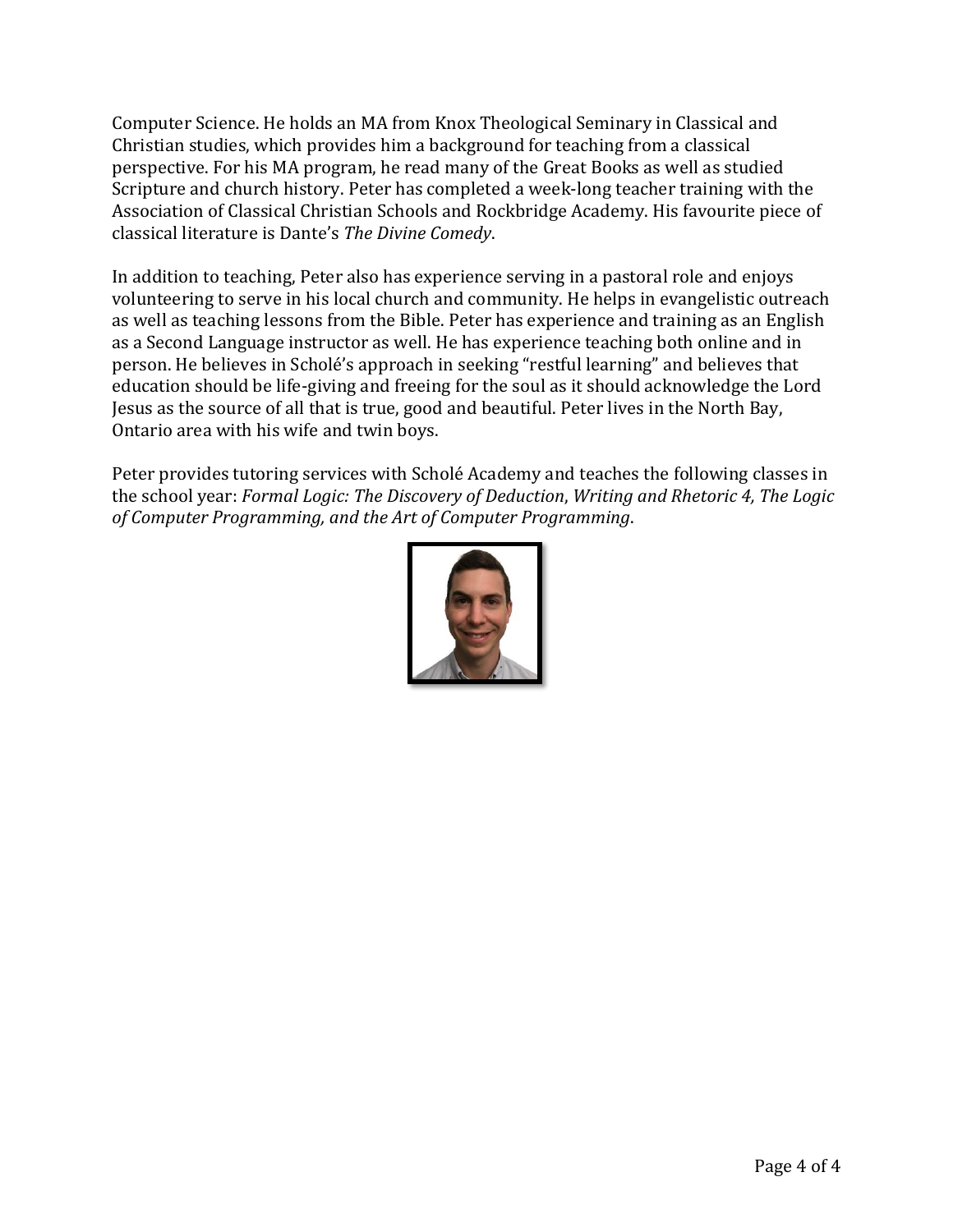Computer Science. He holds an MA from Knox Theological Seminary in Classical and Christian studies, which provides him a background for teaching from a classical perspective. For his MA program, he read many of the Great Books as well as studied Scripture and church history. Peter has completed a week-long teacher training with the Association of Classical Christian Schools and Rockbridge Academy. His favourite piece of classical literature is Dante's *The Divine Comedy*.

In addition to teaching, Peter also has experience serving in a pastoral role and enjoys volunteering to serve in his local church and community. He helps in evangelistic outreach as well as teaching lessons from the Bible. Peter has experience and training as an English as a Second Language instructor as well. He has experience teaching both online and in person. He believes in Scholé's approach in seeking "restful learning" and believes that education should be life-giving and freeing for the soul as it should acknowledge the Lord Jesus as the source of all that is true, good and beautiful. Peter lives in the North Bay, Ontario area with his wife and twin boys.

Peter provides tutoring services with Scholé Academy and teaches the following classes in the school year: *Formal Logic: The Discovery of Deduction*, *Writing and Rhetoric 4, The Logic of Computer Programming, and the Art of Computer Programming*.